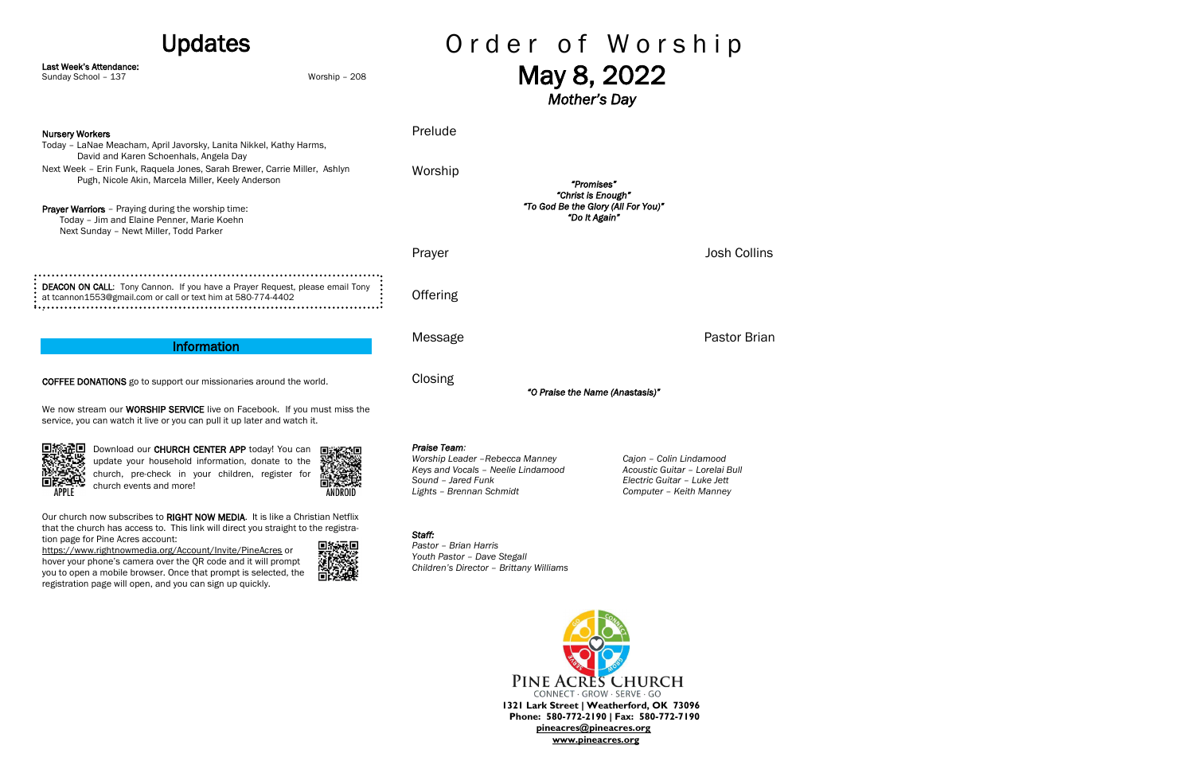# Updates

**Last Week's Attendance:**
Sunday School – 137 Worship – 208

**Nursery Workers**
Today – LaNae Meacham, April Javorsky, Lanita Nikkel, Kathy Harms, David and Karen Schoenhals, Angela Day
Next Week – Erin Funk, Raquela Jones, Sarah Brewer, Carrie Miller, Ashlyn Pugh, Nicole Akin, Marcela Miller, Keely Anderson

**Prayer Warriors** – Praying during the worship time:
Today – Jim and Elaine Penner, Marie Koehn
Next Sunday – Newt Miller, Todd Parker

**DEACON ON CALL**: Tony Cannon. If you have a Prayer Request, please email Tony at tcannon1553@gmail.com or call or text him at 580-774-4402

## Information

**COFFEE DONATIONS** go to support our missionaries around the world.

We now stream our **WORSHIP SERVICE** live on Facebook. If you must miss the service, you can watch it live or you can pull it up later and watch it.

APPLE

Download our **CHURCH CENTER APP** today! You can update your household information, donate to the church, pre-check in your children, register for church events and more!

ANDROID

Our church now subscribes to **RIGHT NOW MEDIA**. It is like a Christian Netflix that the church has access to. This link will direct you straight to the registration page for Pine Acres account:
https://www.rightnowmedia.org/Account/Invite/PineAcres or hover your phone's camera over the QR code and it will prompt you to open a mobile browser. Once that prompt is selected, the registration page will open, and you can sign up quickly.

# Order of Worship

## May 8, 2022

***Mother's Day***

Prelude

Worship

*"Promises"*
*"Christ is Enough"*
*"To God Be the Glory (All For You)"*
*"Do It Again"*

Prayer — Josh Collins

Offering

Message — Pastor Brian

Closing

*"O Praise the Name (Anastasis)"*

***Praise Team:***
*Worship Leader –Rebecca Manney*
*Keys and Vocals – Neelie Lindamood*
*Sound – Jared Funk*
*Lights – Brennan Schmidt*
*Cajon – Colin Lindamood*
*Acoustic Guitar – Lorelai Bull*
*Electric Guitar – Luke Jett*
*Computer – Keith Manney*

***Staff:***
*Pastor – Brian Harris*
*Youth Pastor – Dave Stegall*
*Children's Director – Brittany Williams*

PINE ACRES CHURCH
CONNECT · GROW · SERVE · GO
**1321 Lark Street | Weatherford, OK 73096**
**Phone: 580-772-2190 | Fax: 580-772-7190**
**pineacres@pineacres.org**
**www.pineacres.org**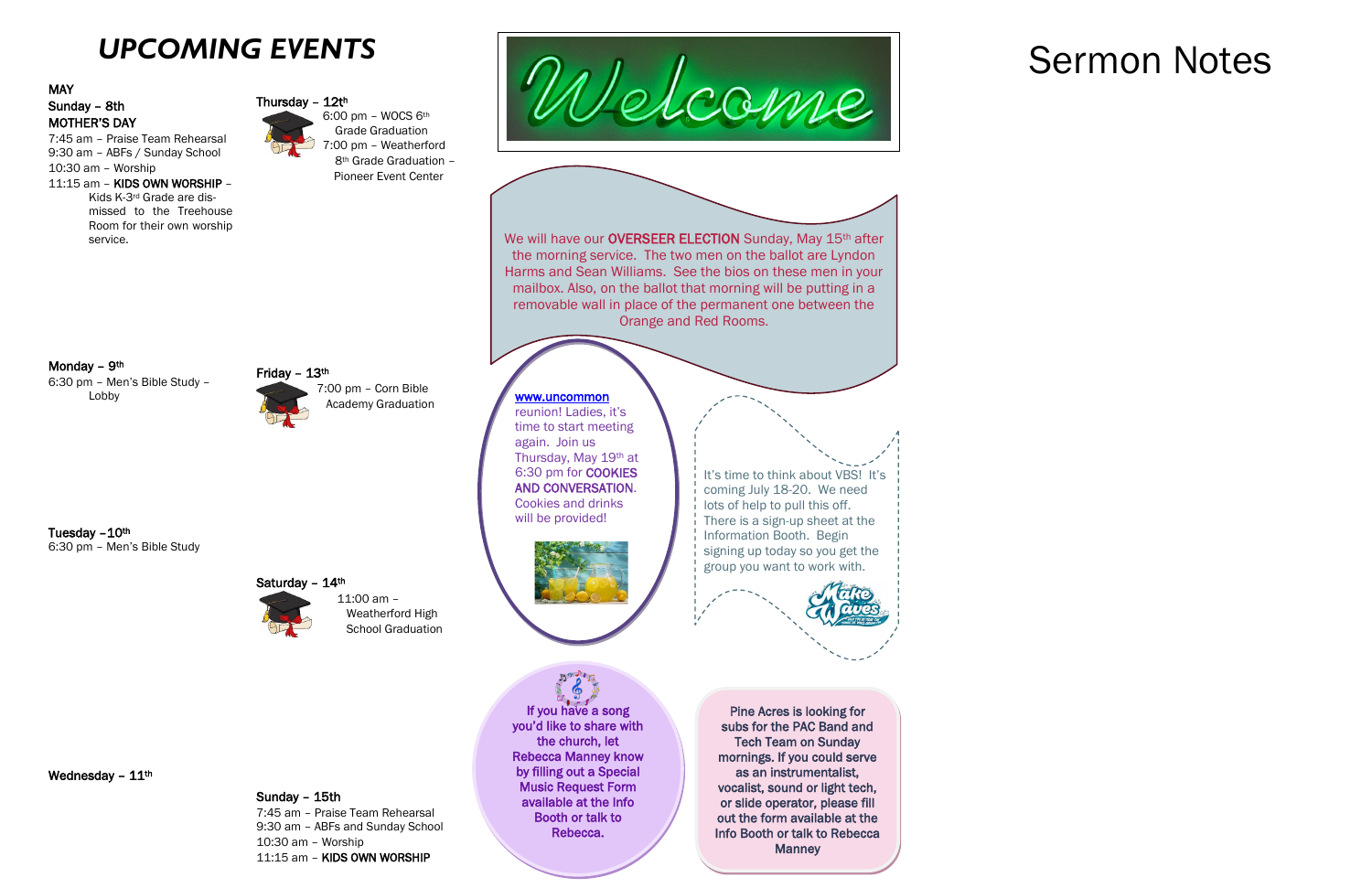# UPCOMING EVENTS

**MAY**

**Sunday – 8th**
**MOTHER'S DAY**
7:45 am – Praise Team Rehearsal
9:30 am – ABFs / Sunday School
10:30 am – Worship
11:15 am – **KIDS OWN WORSHIP** – Kids K-3rd Grade are dismissed to the Treehouse Room for their own worship service.

**Monday – 9th**
6:30 pm – Men's Bible Study – Lobby

**Tuesday –10th**
6:30 pm – Men's Bible Study

**Wednesday – 11th**

**Thursday – 12th**
6:00 pm – WOCS 6th Grade Graduation
7:00 pm – Weatherford 8th Grade Graduation – Pioneer Event Center

**Friday – 13th**
7:00 pm – Corn Bible Academy Graduation

**Saturday – 14th**
11:00 am – Weatherford High School Graduation

**Sunday – 15th**
7:45 am – Praise Team Rehearsal
9:30 am – ABFs and Sunday School
10:30 am – Worship
11:15 am – **KIDS OWN WORSHIP**

Welcome

We will have our **OVERSEER ELECTION** Sunday, May 15th after the morning service. The two men on the ballot are Lyndon Harms and Sean Williams. See the bios on these men in your mailbox. Also, on the ballot that morning will be putting in a removable wall in place of the permanent one between the Orange and Red Rooms.

www.uncommon reunion! Ladies, it's time to start meeting again. Join us Thursday, May 19th at 6:30 pm for **COOKIES AND CONVERSATION**. Cookies and drinks will be provided!

It's time to think about VBS! It's coming July 18-20. We need lots of help to pull this off. There is a sign-up sheet at the Information Booth. Begin signing up today so you get the group you want to work with.

If you have a song you'd like to share with the church, let Rebecca Manney know by filling out a Special Music Request Form available at the Info Booth or talk to Rebecca.

Pine Acres is looking for subs for the PAC Band and Tech Team on Sunday mornings. If you could serve as an instrumentalist, vocalist, sound or light tech, or slide operator, please fill out the form available at the Info Booth or talk to Rebecca Manney

# Sermon Notes